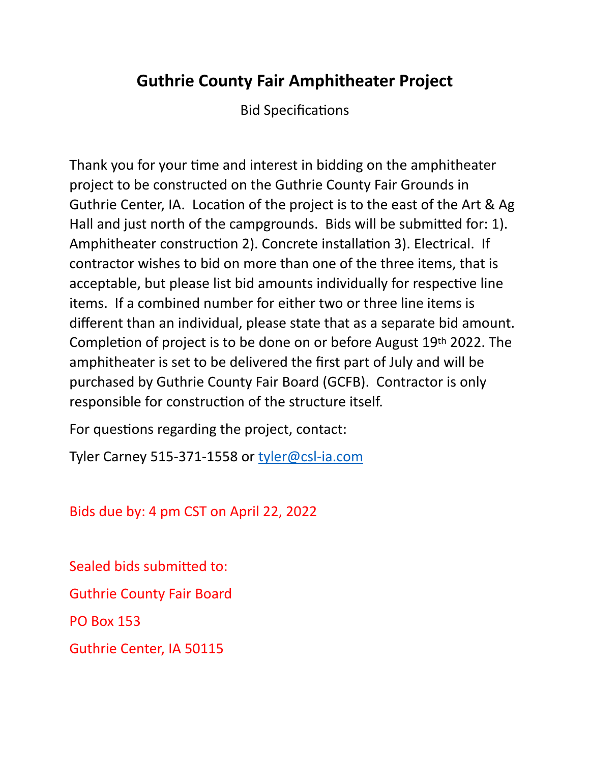# Guthrie County Fair Amphitheater Project

Bid Specifications

Thank you for your time and interest in bidding on the amphitheater project to be constructed on the Guthrie County Fair Grounds in Guthrie Center, IA. Location of the project is to the east of the Art & Ag Hall and just north of the campgrounds. Bids will be submitted for: 1). Amphitheater construction 2). Concrete installation 3). Electrical. If contractor wishes to bid on more than one of the three items, that is acceptable, but please list bid amounts individually for respective line items. If a combined number for either two or three line items is different than an individual, please state that as a separate bid amount. Completion of project is to be done on or before August 19th 2022. The amphitheater is set to be delivered the first part of July and will be purchased by Guthrie County Fair Board (GCFB). Contractor is only responsible for construction of the structure itself.

For questions regarding the project, contact:

Tyler Carney 515-371-1558 or tyler@csl-ia.com

Bids due by: 4 pm CST on April 22, 2022

Sealed bids submitted to:

Guthrie County Fair Board

PO Box 153

Guthrie Center, IA 50115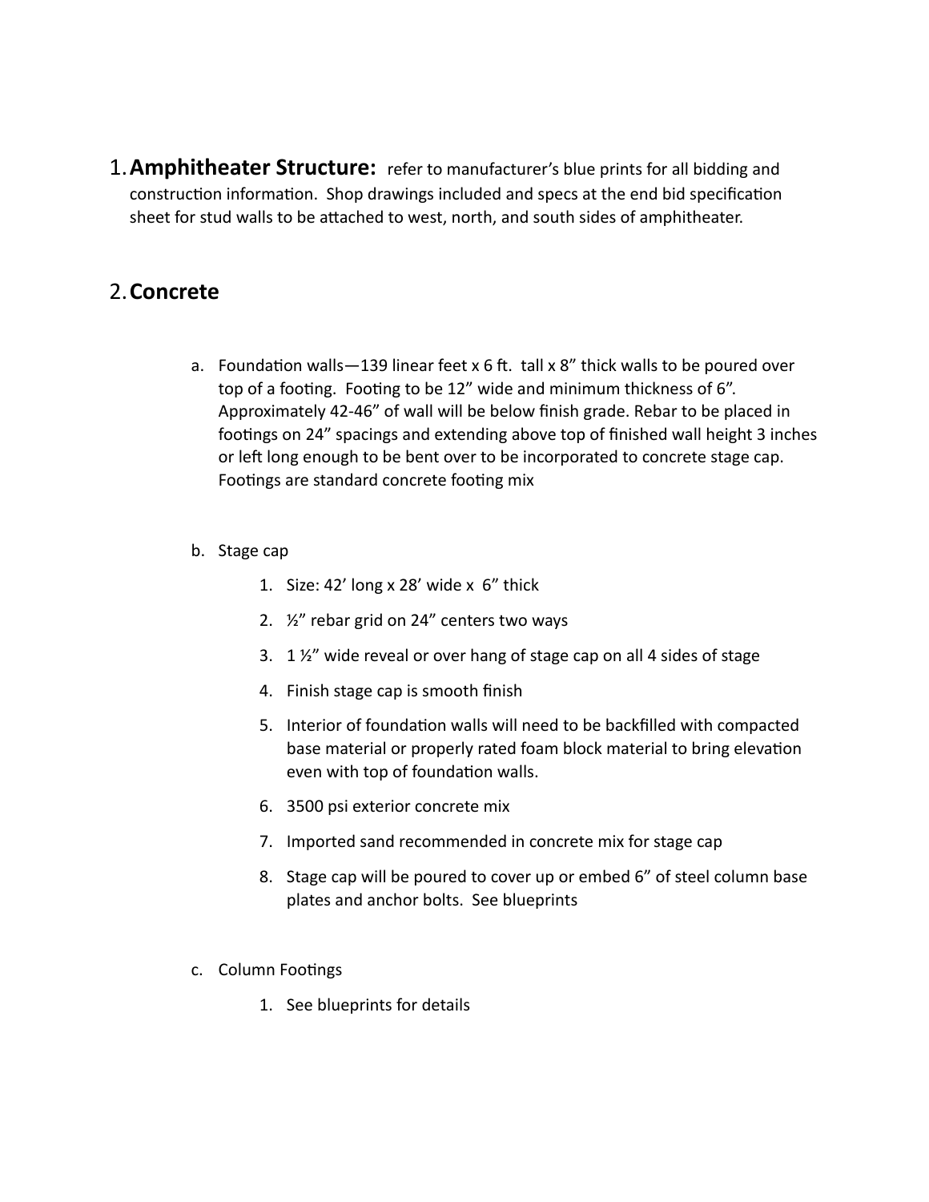1. **Amphitheater Structure:** refer to manufacturer's blue prints for all bidding and construction information. Shop drawings included and specs at the end bid specification sheet for stud walls to be attached to west, north, and south sides of amphitheater.

2. **Concrete**

   a. Foundation walls—139 linear feet x 6 ft. tall x 8" thick walls to be poured over top of a footing. Footing to be 12" wide and minimum thickness of 6". Approximately 42-46" of wall will be below finish grade. Rebar to be placed in footings on 24" spacings and extending above top of finished wall height 3 inches or left long enough to be bent over to be incorporated to concrete stage cap. Footings are standard concrete footing mix

   b. Stage cap

      1. Size: 42' long x 28' wide x 6" thick
      2. ½" rebar grid on 24" centers two ways
      3. 1 ½" wide reveal or over hang of stage cap on all 4 sides of stage
      4. Finish stage cap is smooth finish
      5. Interior of foundation walls will need to be backfilled with compacted base material or properly rated foam block material to bring elevation even with top of foundation walls.
      6. 3500 psi exterior concrete mix
      7. Imported sand recommended in concrete mix for stage cap
      8. Stage cap will be poured to cover up or embed 6" of steel column base plates and anchor bolts. See blueprints

   c. Column Footings

      1. See blueprints for details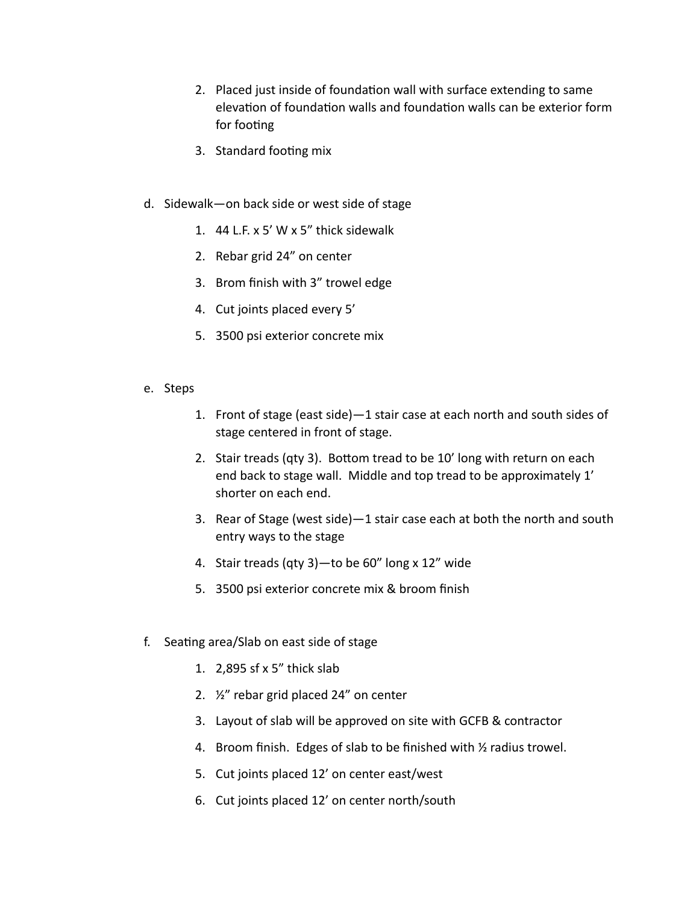2. Placed just inside of foundation wall with surface extending to same elevation of foundation walls and foundation walls can be exterior form for footing
3. Standard footing mix

d. Sidewalk—on back side or west side of stage

1. 44 L.F. x 5' W x 5" thick sidewalk
2. Rebar grid 24" on center
3. Brom finish with 3" trowel edge
4. Cut joints placed every 5'
5. 3500 psi exterior concrete mix

e. Steps

1. Front of stage (east side)—1 stair case at each north and south sides of stage centered in front of stage.
2. Stair treads (qty 3). Bottom tread to be 10' long with return on each end back to stage wall. Middle and top tread to be approximately 1' shorter on each end.
3. Rear of Stage (west side)—1 stair case each at both the north and south entry ways to the stage
4. Stair treads (qty 3)—to be 60" long x 12" wide
5. 3500 psi exterior concrete mix & broom finish

f. Seating area/Slab on east side of stage

1. 2,895 sf x 5" thick slab
2. ½" rebar grid placed 24" on center
3. Layout of slab will be approved on site with GCFB & contractor
4. Broom finish. Edges of slab to be finished with ½ radius trowel.
5. Cut joints placed 12' on center east/west
6. Cut joints placed 12' on center north/south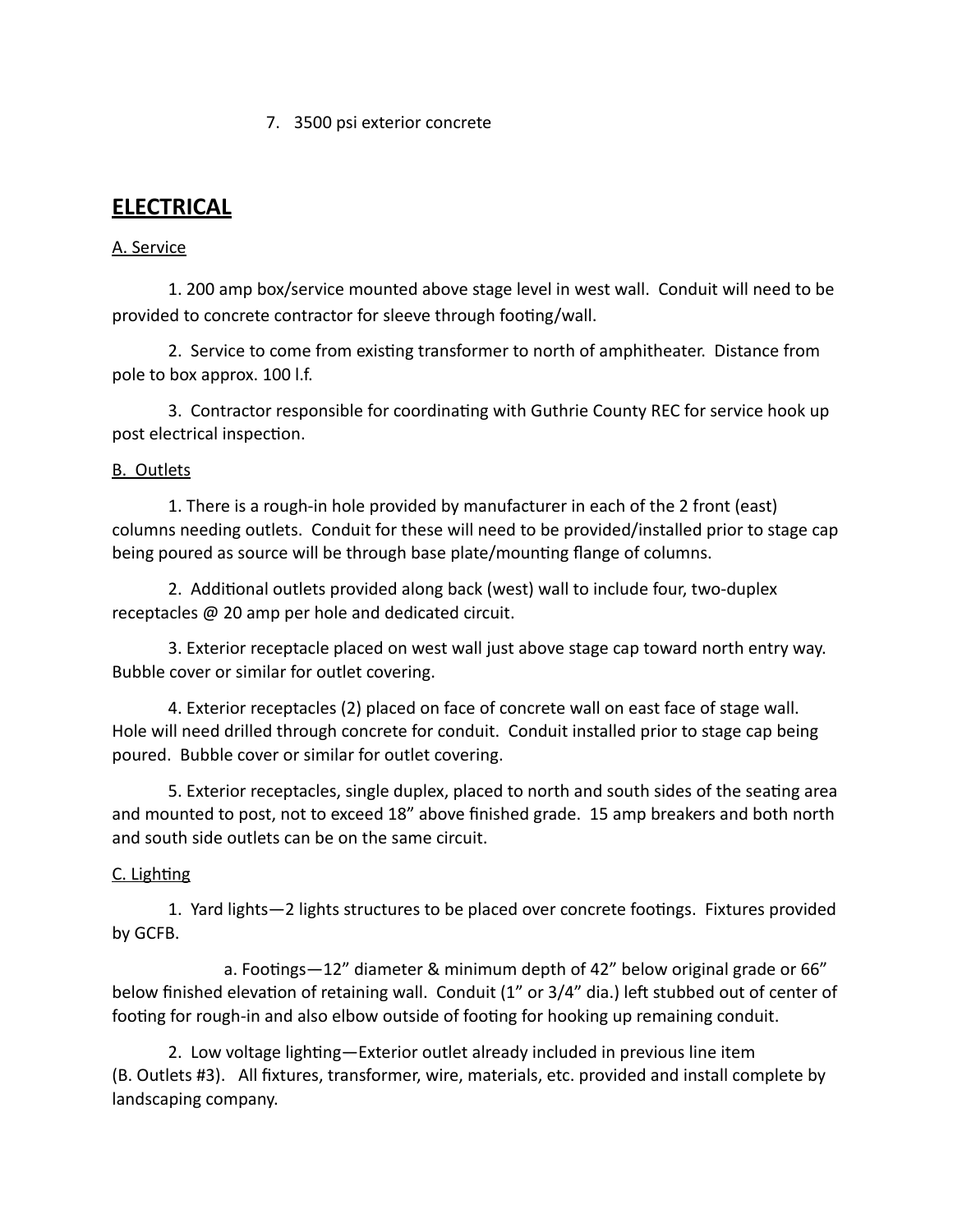7. 3500 psi exterior concrete

## ELECTRICAL

A. Service

1. 200 amp box/service mounted above stage level in west wall. Conduit will need to be provided to concrete contractor for sleeve through footing/wall.

2. Service to come from existing transformer to north of amphitheater. Distance from pole to box approx. 100 l.f.

3. Contractor responsible for coordinating with Guthrie County REC for service hook up post electrical inspection.

B. Outlets

1. There is a rough-in hole provided by manufacturer in each of the 2 front (east) columns needing outlets. Conduit for these will need to be provided/installed prior to stage cap being poured as source will be through base plate/mounting flange of columns.

2. Additional outlets provided along back (west) wall to include four, two-duplex receptacles @ 20 amp per hole and dedicated circuit.

3. Exterior receptacle placed on west wall just above stage cap toward north entry way. Bubble cover or similar for outlet covering.

4. Exterior receptacles (2) placed on face of concrete wall on east face of stage wall. Hole will need drilled through concrete for conduit. Conduit installed prior to stage cap being poured. Bubble cover or similar for outlet covering.

5. Exterior receptacles, single duplex, placed to north and south sides of the seating area and mounted to post, not to exceed 18" above finished grade. 15 amp breakers and both north and south side outlets can be on the same circuit.

C. Lighting

1. Yard lights—2 lights structures to be placed over concrete footings. Fixtures provided by GCFB.

a. Footings—12" diameter & minimum depth of 42" below original grade or 66" below finished elevation of retaining wall. Conduit (1" or 3/4" dia.) left stubbed out of center of footing for rough-in and also elbow outside of footing for hooking up remaining conduit.

2. Low voltage lighting—Exterior outlet already included in previous line item (B. Outlets #3). All fixtures, transformer, wire, materials, etc. provided and install complete by landscaping company.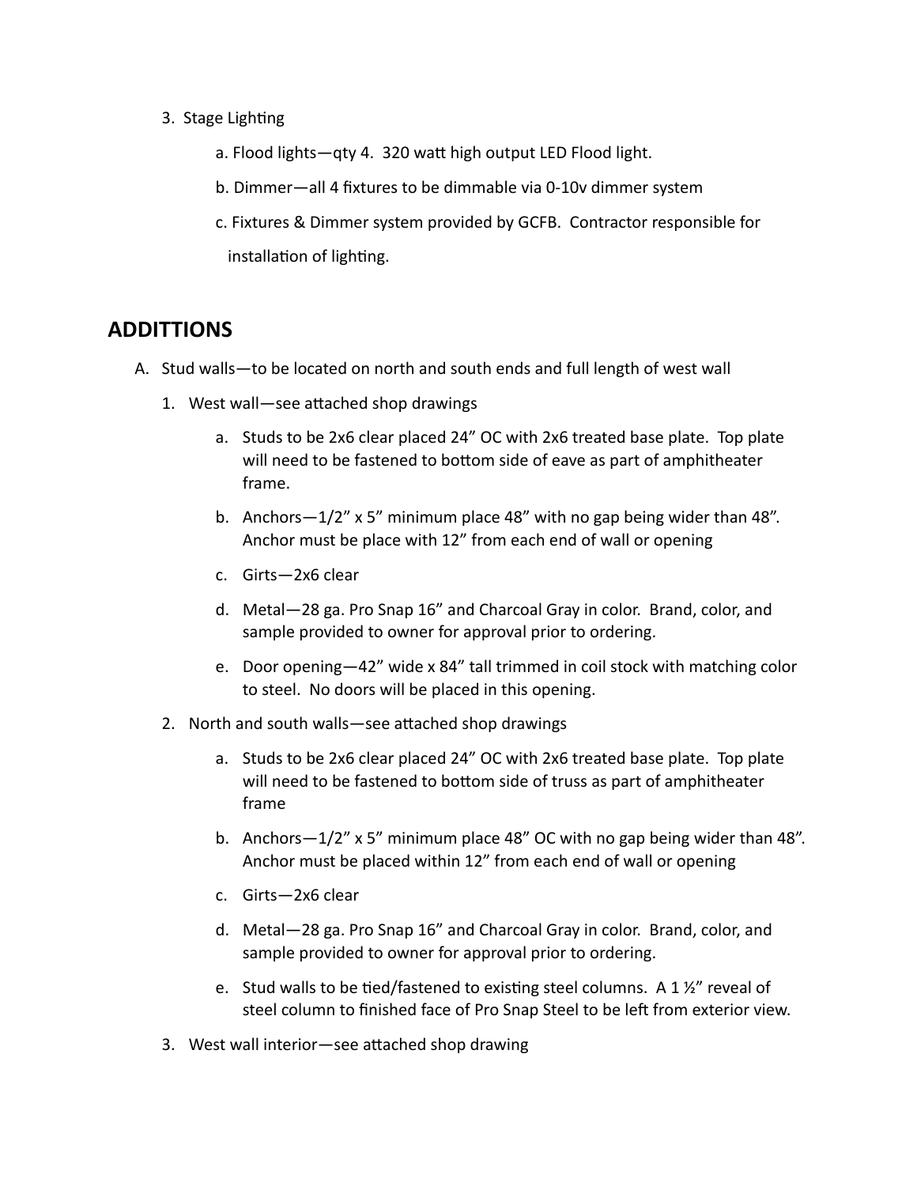3. Stage Lighting

    a. Flood lights—qty 4. 320 watt high output LED Flood light.

    b. Dimmer—all 4 fixtures to be dimmable via 0-10v dimmer system

    c. Fixtures & Dimmer system provided by GCFB. Contractor responsible for installation of lighting.

## ADDITTIONS

A. Stud walls—to be located on north and south ends and full length of west wall

   1. West wall—see attached shop drawings

      a. Studs to be 2x6 clear placed 24" OC with 2x6 treated base plate. Top plate will need to be fastened to bottom side of eave as part of amphitheater frame.

      b. Anchors—1/2" x 5" minimum place 48" with no gap being wider than 48". Anchor must be place with 12" from each end of wall or opening

      c. Girts—2x6 clear

      d. Metal—28 ga. Pro Snap 16" and Charcoal Gray in color. Brand, color, and sample provided to owner for approval prior to ordering.

      e. Door opening—42" wide x 84" tall trimmed in coil stock with matching color to steel. No doors will be placed in this opening.

   2. North and south walls—see attached shop drawings

      a. Studs to be 2x6 clear placed 24" OC with 2x6 treated base plate. Top plate will need to be fastened to bottom side of truss as part of amphitheater frame

      b. Anchors—1/2" x 5" minimum place 48" OC with no gap being wider than 48". Anchor must be placed within 12" from each end of wall or opening

      c. Girts—2x6 clear

      d. Metal—28 ga. Pro Snap 16" and Charcoal Gray in color. Brand, color, and sample provided to owner for approval prior to ordering.

      e. Stud walls to be tied/fastened to existing steel columns. A 1 ½" reveal of steel column to finished face of Pro Snap Steel to be left from exterior view.

   3. West wall interior—see attached shop drawing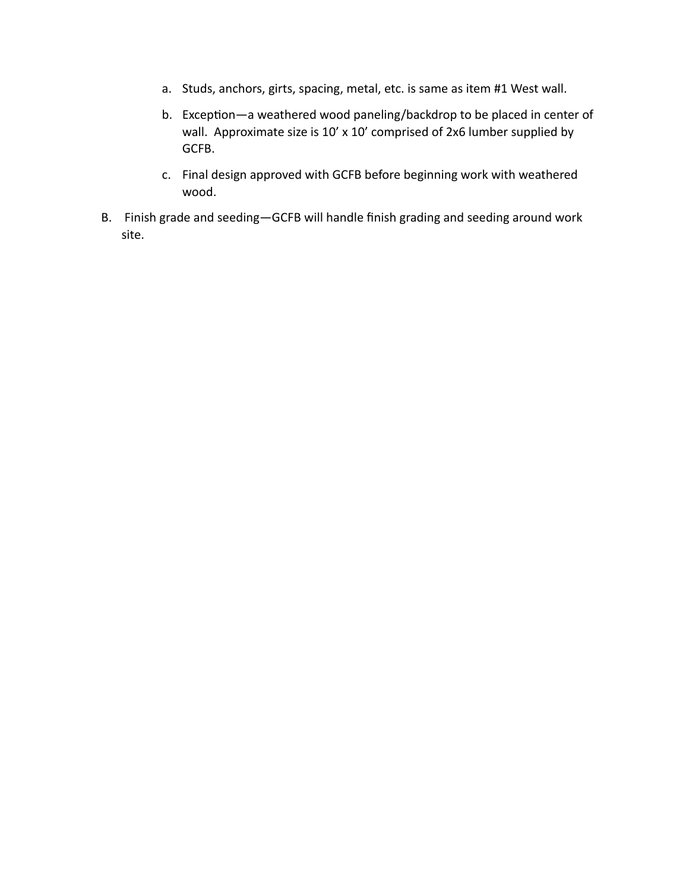a. Studs, anchors, girts, spacing, metal, etc. is same as item #1 West wall.
b. Exception—a weathered wood paneling/backdrop to be placed in center of wall. Approximate size is 10' x 10' comprised of 2x6 lumber supplied by GCFB.
c. Final design approved with GCFB before beginning work with weathered wood.

B. Finish grade and seeding—GCFB will handle finish grading and seeding around work site.